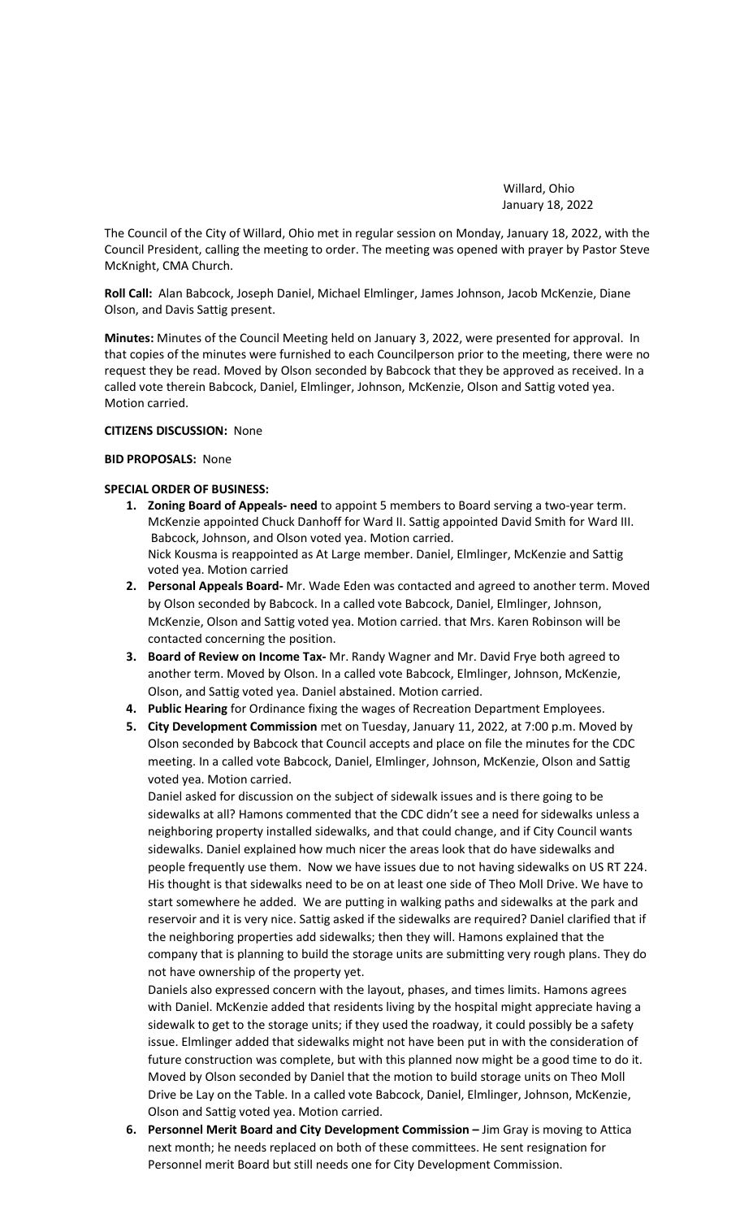Willard, Ohio
January 18, 2022

The Council of the City of Willard, Ohio met in regular session on Monday, January 18, 2022, with the Council President, calling the meeting to order. The meeting was opened with prayer by Pastor Steve McKnight, CMA Church.

**Roll Call:** Alan Babcock, Joseph Daniel, Michael Elmlinger, James Johnson, Jacob McKenzie, Diane Olson, and Davis Sattig present.

**Minutes:** Minutes of the Council Meeting held on January 3, 2022, were presented for approval. In that copies of the minutes were furnished to each Councilperson prior to the meeting, there were no request they be read. Moved by Olson seconded by Babcock that they be approved as received. In a called vote therein Babcock, Daniel, Elmlinger, Johnson, McKenzie, Olson and Sattig voted yea. Motion carried.

**CITIZENS DISCUSSION:** None

**BID PROPOSALS:** None

**SPECIAL ORDER OF BUSINESS:**

1. **Zoning Board of Appeals- need** to appoint 5 members to Board serving a two-year term. McKenzie appointed Chuck Danhoff for Ward II. Sattig appointed David Smith for Ward III. Babcock, Johnson, and Olson voted yea. Motion carried.
   Nick Kousma is reappointed as At Large member. Daniel, Elmlinger, McKenzie and Sattig voted yea. Motion carried
2. **Personal Appeals Board-** Mr. Wade Eden was contacted and agreed to another term. Moved by Olson seconded by Babcock. In a called vote Babcock, Daniel, Elmlinger, Johnson, McKenzie, Olson and Sattig voted yea. Motion carried. that Mrs. Karen Robinson will be contacted concerning the position.
3. **Board of Review on Income Tax-** Mr. Randy Wagner and Mr. David Frye both agreed to another term. Moved by Olson. In a called vote Babcock, Elmlinger, Johnson, McKenzie, Olson, and Sattig voted yea. Daniel abstained. Motion carried.
4. **Public Hearing** for Ordinance fixing the wages of Recreation Department Employees.
5. **City Development Commission** met on Tuesday, January 11, 2022, at 7:00 p.m. Moved by Olson seconded by Babcock that Council accepts and place on file the minutes for the CDC meeting. In a called vote Babcock, Daniel, Elmlinger, Johnson, McKenzie, Olson and Sattig voted yea. Motion carried.
   Daniel asked for discussion on the subject of sidewalk issues and is there going to be sidewalks at all? Hamons commented that the CDC didn't see a need for sidewalks unless a neighboring property installed sidewalks, and that could change, and if City Council wants sidewalks. Daniel explained how much nicer the areas look that do have sidewalks and people frequently use them. Now we have issues due to not having sidewalks on US RT 224. His thought is that sidewalks need to be on at least one side of Theo Moll Drive. We have to start somewhere he added. We are putting in walking paths and sidewalks at the park and reservoir and it is very nice. Sattig asked if the sidewalks are required? Daniel clarified that if the neighboring properties add sidewalks; then they will. Hamons explained that the company that is planning to build the storage units are submitting very rough plans. They do not have ownership of the property yet.
   Daniels also expressed concern with the layout, phases, and times limits. Hamons agrees with Daniel. McKenzie added that residents living by the hospital might appreciate having a sidewalk to get to the storage units; if they used the roadway, it could possibly be a safety issue. Elmlinger added that sidewalks might not have been put in with the consideration of future construction was complete, but with this planned now might be a good time to do it. Moved by Olson seconded by Daniel that the motion to build storage units on Theo Moll Drive be Lay on the Table. In a called vote Babcock, Daniel, Elmlinger, Johnson, McKenzie, Olson and Sattig voted yea. Motion carried.
6. **Personnel Merit Board and City Development Commission –** Jim Gray is moving to Attica next month; he needs replaced on both of these committees. He sent resignation for Personnel merit Board but still needs one for City Development Commission.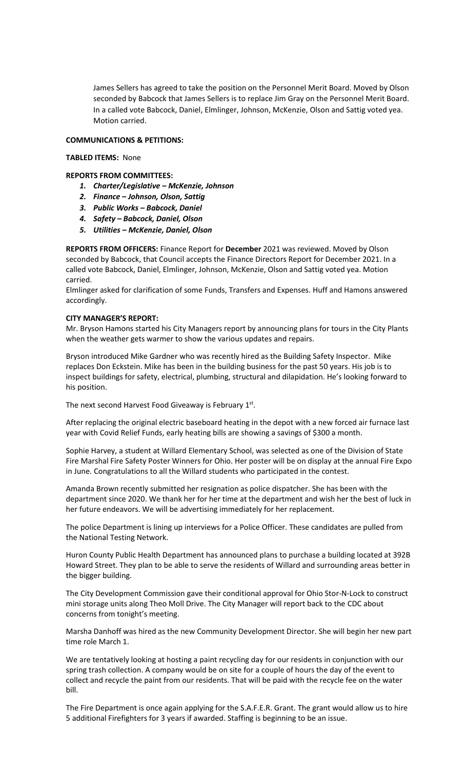James Sellers has agreed to take the position on the Personnel Merit Board. Moved by Olson seconded by Babcock that James Sellers is to replace Jim Gray on the Personnel Merit Board. In a called vote Babcock, Daniel, Elmlinger, Johnson, McKenzie, Olson and Sattig voted yea. Motion carried.

**COMMUNICATIONS & PETITIONS:**

**TABLED ITEMS:** None

**REPORTS FROM COMMITTEES:**

1. ***Charter/Legislative – McKenzie, Johnson***
2. ***Finance – Johnson, Olson, Sattig***
3. ***Public Works – Babcock, Daniel***
4. ***Safety – Babcock, Daniel, Olson***
5. ***Utilities – McKenzie, Daniel, Olson***

**REPORTS FROM OFFICERS:** Finance Report for **December** 2021 was reviewed. Moved by Olson seconded by Babcock, that Council accepts the Finance Directors Report for December 2021. In a called vote Babcock, Daniel, Elmlinger, Johnson, McKenzie, Olson and Sattig voted yea. Motion carried.

Elmlinger asked for clarification of some Funds, Transfers and Expenses. Huff and Hamons answered accordingly.

**CITY MANAGER'S REPORT:**

Mr. Bryson Hamons started his City Managers report by announcing plans for tours in the City Plants when the weather gets warmer to show the various updates and repairs.

Bryson introduced Mike Gardner who was recently hired as the Building Safety Inspector. Mike replaces Don Eckstein. Mike has been in the building business for the past 50 years. His job is to inspect buildings for safety, electrical, plumbing, structural and dilapidation. He's looking forward to his position.

The next second Harvest Food Giveaway is February 1st.

After replacing the original electric baseboard heating in the depot with a new forced air furnace last year with Covid Relief Funds, early heating bills are showing a savings of $300 a month.

Sophie Harvey, a student at Willard Elementary School, was selected as one of the Division of State Fire Marshal Fire Safety Poster Winners for Ohio. Her poster will be on display at the annual Fire Expo in June. Congratulations to all the Willard students who participated in the contest.

Amanda Brown recently submitted her resignation as police dispatcher. She has been with the department since 2020. We thank her for her time at the department and wish her the best of luck in her future endeavors. We will be advertising immediately for her replacement.

The police Department is lining up interviews for a Police Officer. These candidates are pulled from the National Testing Network.

Huron County Public Health Department has announced plans to purchase a building located at 392B Howard Street. They plan to be able to serve the residents of Willard and surrounding areas better in the bigger building.

The City Development Commission gave their conditional approval for Ohio Stor-N-Lock to construct mini storage units along Theo Moll Drive. The City Manager will report back to the CDC about concerns from tonight's meeting.

Marsha Danhoff was hired as the new Community Development Director. She will begin her new part time role March 1.

We are tentatively looking at hosting a paint recycling day for our residents in conjunction with our spring trash collection. A company would be on site for a couple of hours the day of the event to collect and recycle the paint from our residents. That will be paid with the recycle fee on the water bill.

The Fire Department is once again applying for the S.A.F.E.R. Grant. The grant would allow us to hire 5 additional Firefighters for 3 years if awarded. Staffing is beginning to be an issue.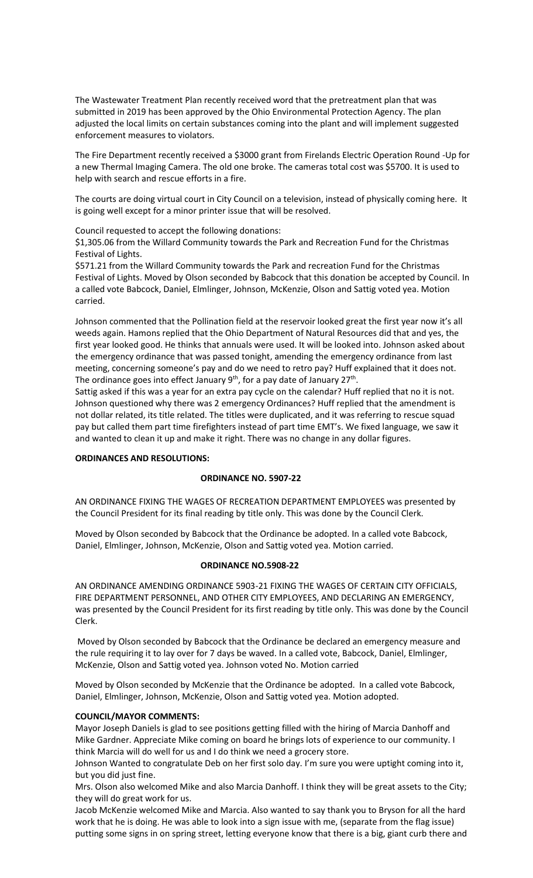The Wastewater Treatment Plan recently received word that the pretreatment plan that was submitted in 2019 has been approved by the Ohio Environmental Protection Agency. The plan adjusted the local limits on certain substances coming into the plant and will implement suggested enforcement measures to violators.

The Fire Department recently received a $3000 grant from Firelands Electric Operation Round -Up for a new Thermal Imaging Camera. The old one broke. The cameras total cost was $5700. It is used to help with search and rescue efforts in a fire.

The courts are doing virtual court in City Council on a television, instead of physically coming here. It is going well except for a minor printer issue that will be resolved.

Council requested to accept the following donations:
$1,305.06 from the Willard Community towards the Park and Recreation Fund for the Christmas Festival of Lights.
$571.21 from the Willard Community towards the Park and recreation Fund for the Christmas Festival of Lights. Moved by Olson seconded by Babcock that this donation be accepted by Council. In a called vote Babcock, Daniel, Elmlinger, Johnson, McKenzie, Olson and Sattig voted yea. Motion carried.

Johnson commented that the Pollination field at the reservoir looked great the first year now it's all weeds again. Hamons replied that the Ohio Department of Natural Resources did that and yes, the first year looked good. He thinks that annuals were used. It will be looked into. Johnson asked about the emergency ordinance that was passed tonight, amending the emergency ordinance from last meeting, concerning someone's pay and do we need to retro pay? Huff explained that it does not. The ordinance goes into effect January 9th, for a pay date of January 27th.
Sattig asked if this was a year for an extra pay cycle on the calendar? Huff replied that no it is not. Johnson questioned why there was 2 emergency Ordinances? Huff replied that the amendment is not dollar related, its title related. The titles were duplicated, and it was referring to rescue squad pay but called them part time firefighters instead of part time EMT's. We fixed language, we saw it and wanted to clean it up and make it right. There was no change in any dollar figures.

**ORDINANCES AND RESOLUTIONS:**

**ORDINANCE NO. 5907-22**

AN ORDINANCE FIXING THE WAGES OF RECREATION DEPARTMENT EMPLOYEES was presented by the Council President for its final reading by title only. This was done by the Council Clerk.

Moved by Olson seconded by Babcock that the Ordinance be adopted. In a called vote Babcock, Daniel, Elmlinger, Johnson, McKenzie, Olson and Sattig voted yea. Motion carried.

**ORDINANCE NO.5908-22**

AN ORDINANCE AMENDING ORDINANCE 5903-21 FIXING THE WAGES OF CERTAIN CITY OFFICIALS, FIRE DEPARTMENT PERSONNEL, AND OTHER CITY EMPLOYEES, AND DECLARING AN EMERGENCY, was presented by the Council President for its first reading by title only. This was done by the Council Clerk.

Moved by Olson seconded by Babcock that the Ordinance be declared an emergency measure and the rule requiring it to lay over for 7 days be waved. In a called vote, Babcock, Daniel, Elmlinger, McKenzie, Olson and Sattig voted yea. Johnson voted No. Motion carried

Moved by Olson seconded by McKenzie that the Ordinance be adopted. In a called vote Babcock, Daniel, Elmlinger, Johnson, McKenzie, Olson and Sattig voted yea. Motion adopted.

**COUNCIL/MAYOR COMMENTS:**

Mayor Joseph Daniels is glad to see positions getting filled with the hiring of Marcia Danhoff and Mike Gardner. Appreciate Mike coming on board he brings lots of experience to our community. I think Marcia will do well for us and I do think we need a grocery store.
Johnson Wanted to congratulate Deb on her first solo day. I'm sure you were uptight coming into it, but you did just fine.
Mrs. Olson also welcomed Mike and also Marcia Danhoff. I think they will be great assets to the City; they will do great work for us.
Jacob McKenzie welcomed Mike and Marcia. Also wanted to say thank you to Bryson for all the hard work that he is doing. He was able to look into a sign issue with me, (separate from the flag issue) putting some signs in on spring street, letting everyone know that there is a big, giant curb there and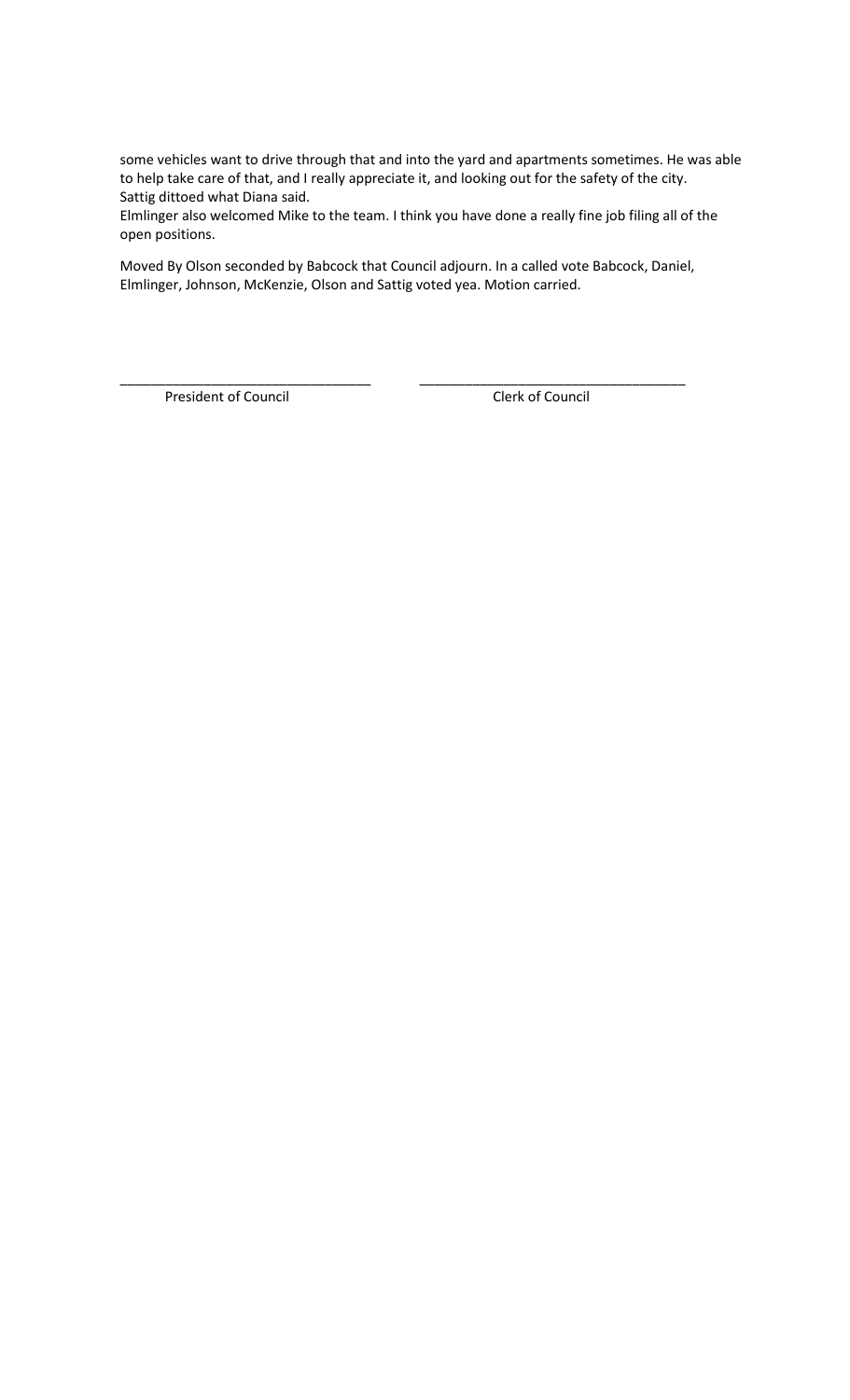some vehicles want to drive through that and into the yard and apartments sometimes. He was able to help take care of that, and I really appreciate it, and looking out for the safety of the city.
Sattig dittoed what Diana said.
Elmlinger also welcomed Mike to the team. I think you have done a really fine job filing all of the open positions.

Moved By Olson seconded by Babcock that Council adjourn. In a called vote Babcock, Daniel, Elmlinger, Johnson, McKenzie, Olson and Sattig voted yea. Motion carried.

_________________________________ ___________________________________
President of Council Clerk of Council